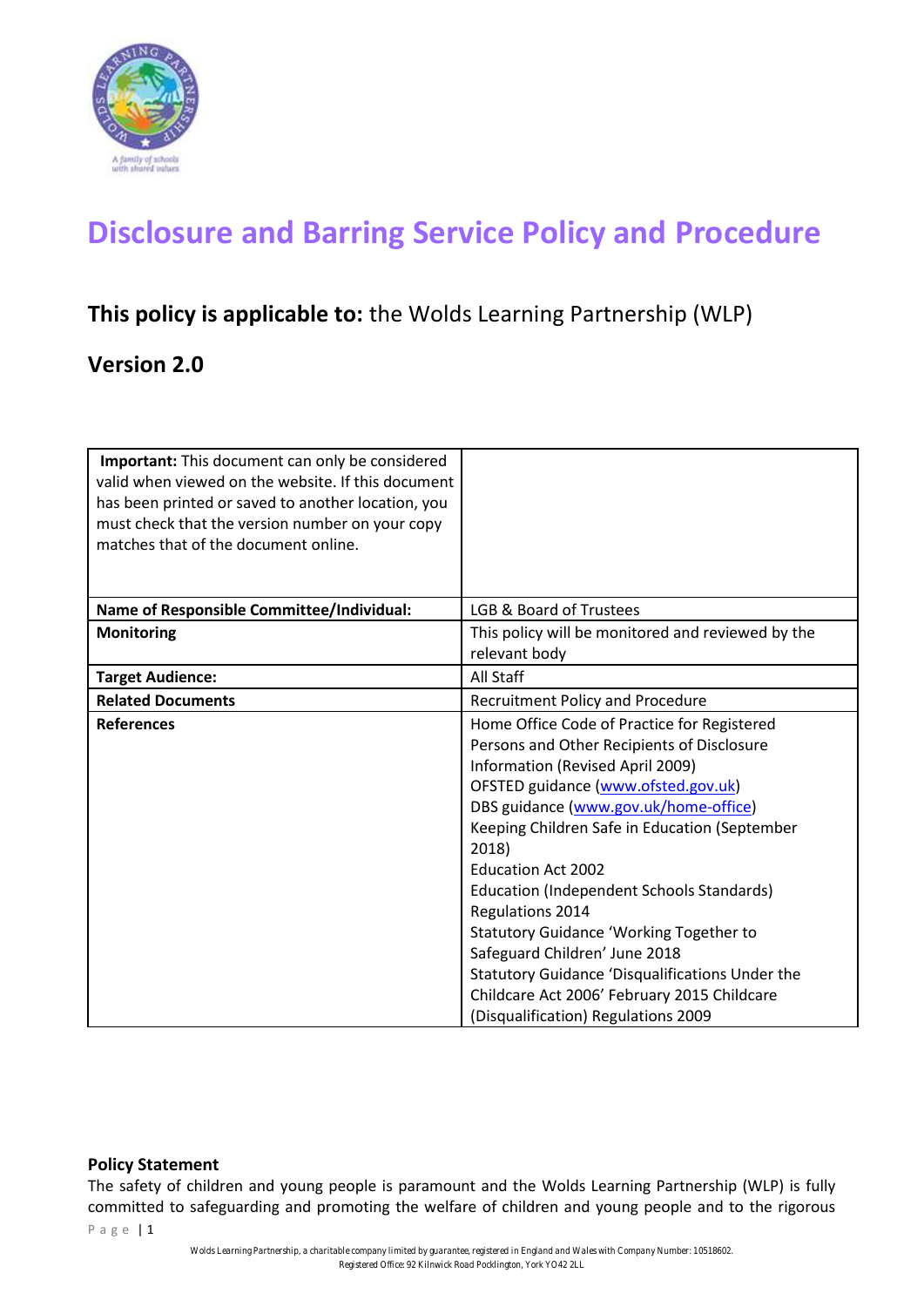# Disclosure and Barring Service Policy and Procedure

**This policy is applicable to:** the Wolds Learning Partnership (WLP)

**Version 2.0**

| **Important:** This document can only be considered valid when viewed on the website. If this document has been printed or saved to another location, you must check that the version number on your copy matches that of the document online. | |
|---|---|
| **Name of Responsible Committee/Individual:** | LGB & Board of Trustees |
| **Monitoring** | This policy will be monitored and reviewed by the relevant body |
| **Target Audience:** | All Staff |
| **Related Documents** | Recruitment Policy and Procedure |
| **References** | Home Office Code of Practice for Registered Persons and Other Recipients of Disclosure Information (Revised April 2009)<br>OFSTED guidance (www.ofsted.gov.uk)<br>DBS guidance (www.gov.uk/home-office)<br>Keeping Children Safe in Education (September 2018)<br>Education Act 2002<br>Education (Independent Schools Standards) Regulations 2014<br>Statutory Guidance 'Working Together to Safeguard Children' June 2018<br>Statutory Guidance 'Disqualifications Under the Childcare Act 2006' February 2015 Childcare (Disqualification) Regulations 2009 |

**Policy Statement**

The safety of children and young people is paramount and the Wolds Learning Partnership (WLP) is fully committed to safeguarding and promoting the welfare of children and young people and to the rigorous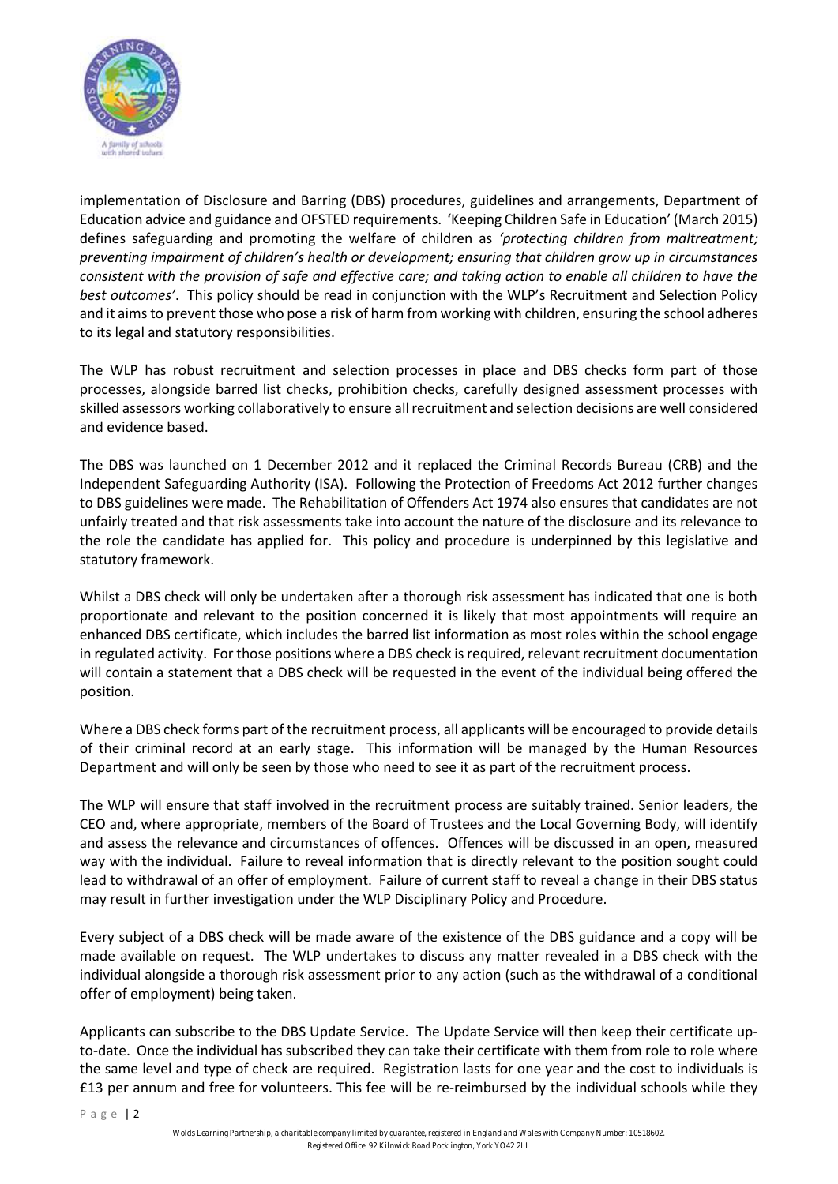implementation of Disclosure and Barring (DBS) procedures, guidelines and arrangements, Department of Education advice and guidance and OFSTED requirements. 'Keeping Children Safe in Education' (March 2015) defines safeguarding and promoting the welfare of children as *'protecting children from maltreatment; preventing impairment of children's health or development; ensuring that children grow up in circumstances consistent with the provision of safe and effective care; and taking action to enable all children to have the best outcomes'*. This policy should be read in conjunction with the WLP's Recruitment and Selection Policy and it aims to prevent those who pose a risk of harm from working with children, ensuring the school adheres to its legal and statutory responsibilities.

The WLP has robust recruitment and selection processes in place and DBS checks form part of those processes, alongside barred list checks, prohibition checks, carefully designed assessment processes with skilled assessors working collaboratively to ensure all recruitment and selection decisions are well considered and evidence based.

The DBS was launched on 1 December 2012 and it replaced the Criminal Records Bureau (CRB) and the Independent Safeguarding Authority (ISA). Following the Protection of Freedoms Act 2012 further changes to DBS guidelines were made. The Rehabilitation of Offenders Act 1974 also ensures that candidates are not unfairly treated and that risk assessments take into account the nature of the disclosure and its relevance to the role the candidate has applied for. This policy and procedure is underpinned by this legislative and statutory framework.

Whilst a DBS check will only be undertaken after a thorough risk assessment has indicated that one is both proportionate and relevant to the position concerned it is likely that most appointments will require an enhanced DBS certificate, which includes the barred list information as most roles within the school engage in regulated activity. For those positions where a DBS check is required, relevant recruitment documentation will contain a statement that a DBS check will be requested in the event of the individual being offered the position.

Where a DBS check forms part of the recruitment process, all applicants will be encouraged to provide details of their criminal record at an early stage. This information will be managed by the Human Resources Department and will only be seen by those who need to see it as part of the recruitment process.

The WLP will ensure that staff involved in the recruitment process are suitably trained. Senior leaders, the CEO and, where appropriate, members of the Board of Trustees and the Local Governing Body, will identify and assess the relevance and circumstances of offences. Offences will be discussed in an open, measured way with the individual. Failure to reveal information that is directly relevant to the position sought could lead to withdrawal of an offer of employment. Failure of current staff to reveal a change in their DBS status may result in further investigation under the WLP Disciplinary Policy and Procedure.

Every subject of a DBS check will be made aware of the existence of the DBS guidance and a copy will be made available on request. The WLP undertakes to discuss any matter revealed in a DBS check with the individual alongside a thorough risk assessment prior to any action (such as the withdrawal of a conditional offer of employment) being taken.

Applicants can subscribe to the DBS Update Service. The Update Service will then keep their certificate up-to-date. Once the individual has subscribed they can take their certificate with them from role to role where the same level and type of check are required. Registration lasts for one year and the cost to individuals is £13 per annum and free for volunteers. This fee will be re-reimbursed by the individual schools while they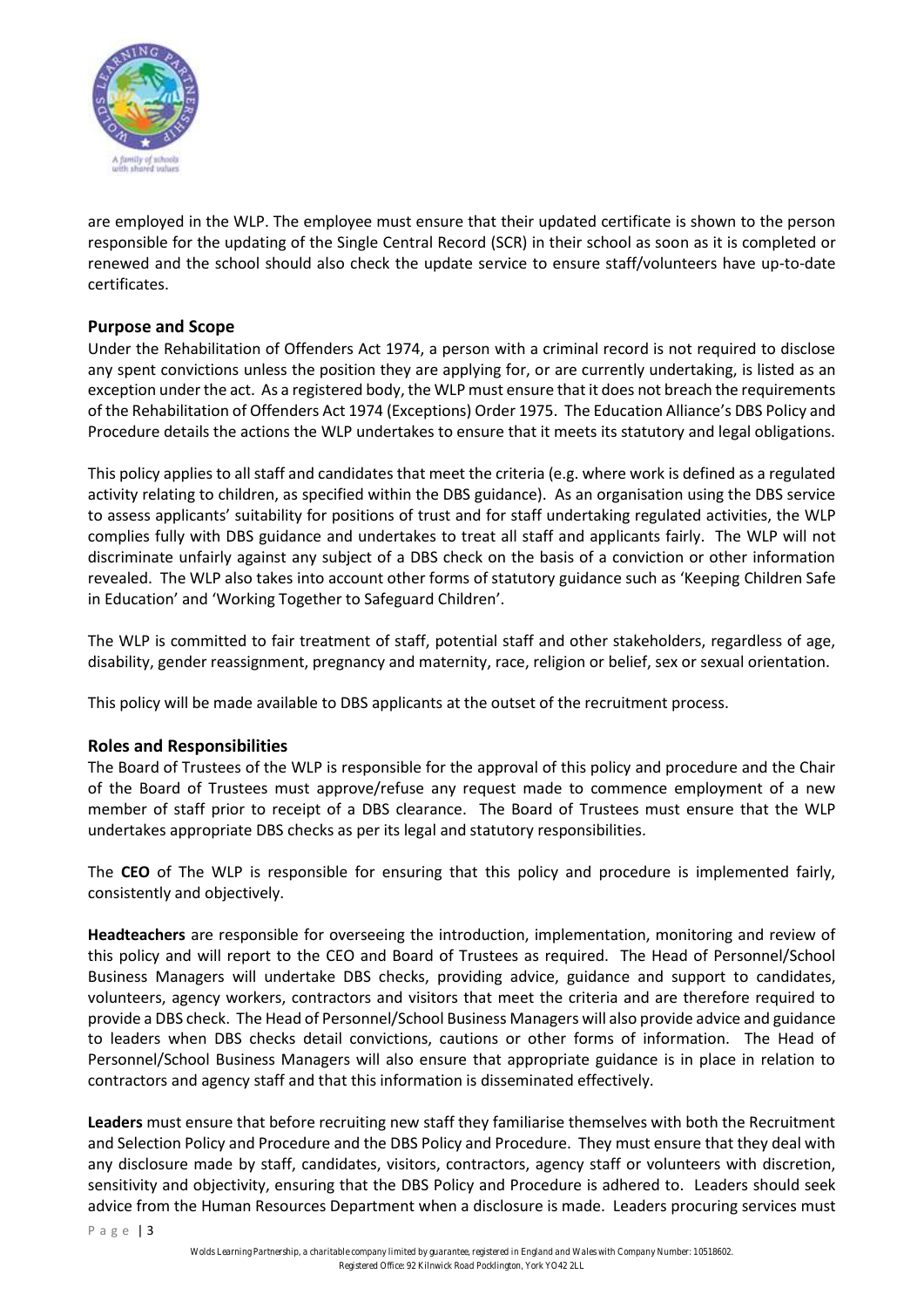are employed in the WLP. The employee must ensure that their updated certificate is shown to the person responsible for the updating of the Single Central Record (SCR) in their school as soon as it is completed or renewed and the school should also check the update service to ensure staff/volunteers have up-to-date certificates.

## Purpose and Scope

Under the Rehabilitation of Offenders Act 1974, a person with a criminal record is not required to disclose any spent convictions unless the position they are applying for, or are currently undertaking, is listed as an exception under the act. As a registered body, the WLP must ensure that it does not breach the requirements of the Rehabilitation of Offenders Act 1974 (Exceptions) Order 1975. The Education Alliance's DBS Policy and Procedure details the actions the WLP undertakes to ensure that it meets its statutory and legal obligations.

This policy applies to all staff and candidates that meet the criteria (e.g. where work is defined as a regulated activity relating to children, as specified within the DBS guidance). As an organisation using the DBS service to assess applicants' suitability for positions of trust and for staff undertaking regulated activities, the WLP complies fully with DBS guidance and undertakes to treat all staff and applicants fairly. The WLP will not discriminate unfairly against any subject of a DBS check on the basis of a conviction or other information revealed. The WLP also takes into account other forms of statutory guidance such as 'Keeping Children Safe in Education' and 'Working Together to Safeguard Children'.

The WLP is committed to fair treatment of staff, potential staff and other stakeholders, regardless of age, disability, gender reassignment, pregnancy and maternity, race, religion or belief, sex or sexual orientation.

This policy will be made available to DBS applicants at the outset of the recruitment process.

## Roles and Responsibilities

The Board of Trustees of the WLP is responsible for the approval of this policy and procedure and the Chair of the Board of Trustees must approve/refuse any request made to commence employment of a new member of staff prior to receipt of a DBS clearance. The Board of Trustees must ensure that the WLP undertakes appropriate DBS checks as per its legal and statutory responsibilities.

The **CEO** of The WLP is responsible for ensuring that this policy and procedure is implemented fairly, consistently and objectively.

**Headteachers** are responsible for overseeing the introduction, implementation, monitoring and review of this policy and will report to the CEO and Board of Trustees as required. The Head of Personnel/School Business Managers will undertake DBS checks, providing advice, guidance and support to candidates, volunteers, agency workers, contractors and visitors that meet the criteria and are therefore required to provide a DBS check. The Head of Personnel/School Business Managers will also provide advice and guidance to leaders when DBS checks detail convictions, cautions or other forms of information. The Head of Personnel/School Business Managers will also ensure that appropriate guidance is in place in relation to contractors and agency staff and that this information is disseminated effectively.

**Leaders** must ensure that before recruiting new staff they familiarise themselves with both the Recruitment and Selection Policy and Procedure and the DBS Policy and Procedure. They must ensure that they deal with any disclosure made by staff, candidates, visitors, contractors, agency staff or volunteers with discretion, sensitivity and objectivity, ensuring that the DBS Policy and Procedure is adhered to. Leaders should seek advice from the Human Resources Department when a disclosure is made. Leaders procuring services must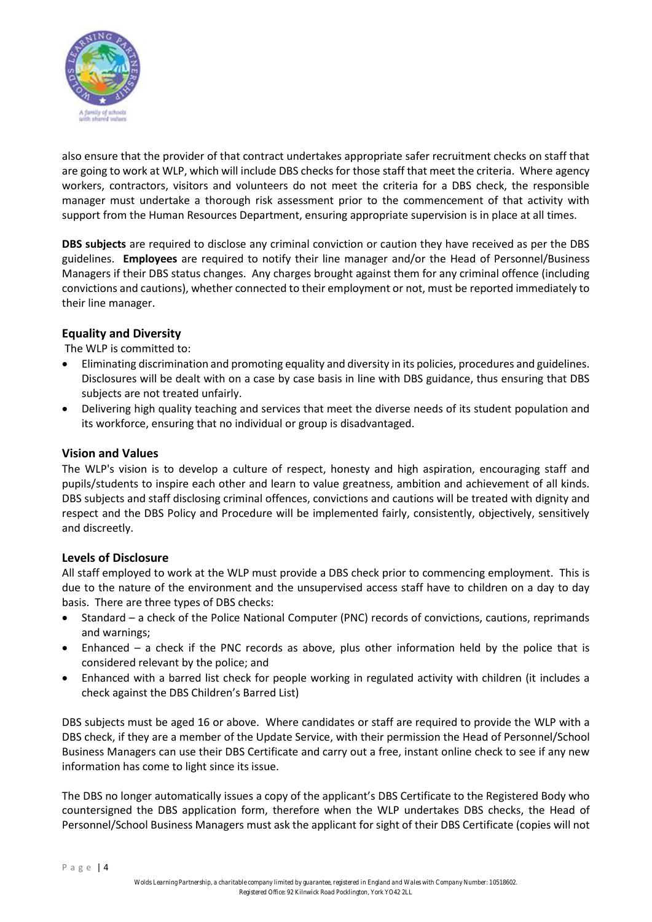also ensure that the provider of that contract undertakes appropriate safer recruitment checks on staff that are going to work at WLP, which will include DBS checks for those staff that meet the criteria. Where agency workers, contractors, visitors and volunteers do not meet the criteria for a DBS check, the responsible manager must undertake a thorough risk assessment prior to the commencement of that activity with support from the Human Resources Department, ensuring appropriate supervision is in place at all times.

**DBS subjects** are required to disclose any criminal conviction or caution they have received as per the DBS guidelines. **Employees** are required to notify their line manager and/or the Head of Personnel/Business Managers if their DBS status changes. Any charges brought against them for any criminal offence (including convictions and cautions), whether connected to their employment or not, must be reported immediately to their line manager.

### Equality and Diversity

The WLP is committed to:

- Eliminating discrimination and promoting equality and diversity in its policies, procedures and guidelines. Disclosures will be dealt with on a case by case basis in line with DBS guidance, thus ensuring that DBS subjects are not treated unfairly.
- Delivering high quality teaching and services that meet the diverse needs of its student population and its workforce, ensuring that no individual or group is disadvantaged.

### Vision and Values

The WLP's vision is to develop a culture of respect, honesty and high aspiration, encouraging staff and pupils/students to inspire each other and learn to value greatness, ambition and achievement of all kinds. DBS subjects and staff disclosing criminal offences, convictions and cautions will be treated with dignity and respect and the DBS Policy and Procedure will be implemented fairly, consistently, objectively, sensitively and discreetly.

### Levels of Disclosure

All staff employed to work at the WLP must provide a DBS check prior to commencing employment. This is due to the nature of the environment and the unsupervised access staff have to children on a day to day basis. There are three types of DBS checks:

- Standard – a check of the Police National Computer (PNC) records of convictions, cautions, reprimands and warnings;
- Enhanced – a check if the PNC records as above, plus other information held by the police that is considered relevant by the police; and
- Enhanced with a barred list check for people working in regulated activity with children (it includes a check against the DBS Children's Barred List)

DBS subjects must be aged 16 or above. Where candidates or staff are required to provide the WLP with a DBS check, if they are a member of the Update Service, with their permission the Head of Personnel/School Business Managers can use their DBS Certificate and carry out a free, instant online check to see if any new information has come to light since its issue.

The DBS no longer automatically issues a copy of the applicant's DBS Certificate to the Registered Body who countersigned the DBS application form, therefore when the WLP undertakes DBS checks, the Head of Personnel/School Business Managers must ask the applicant for sight of their DBS Certificate (copies will not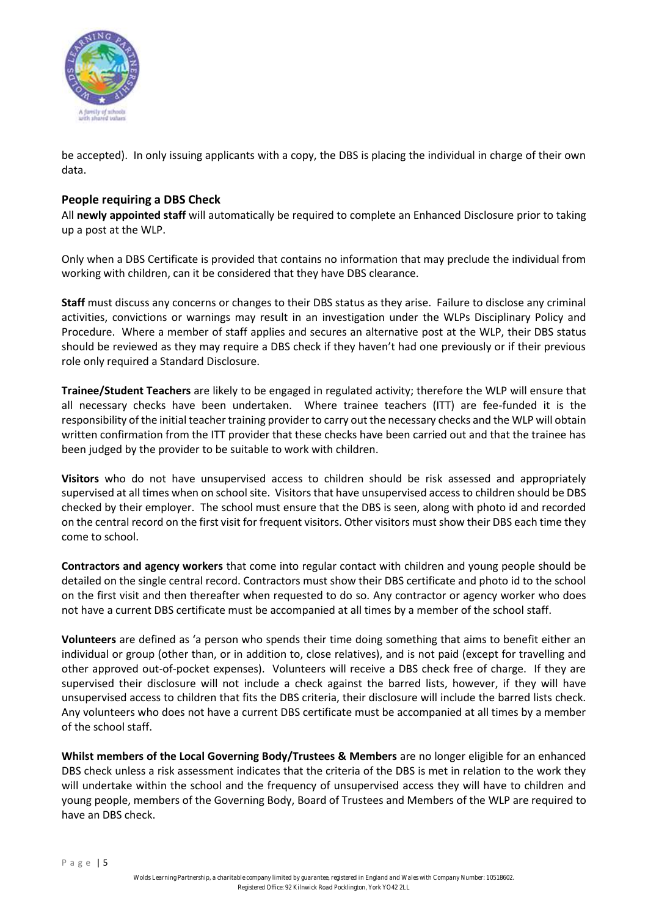be accepted). In only issuing applicants with a copy, the DBS is placing the individual in charge of their own data.

## People requiring a DBS Check

All **newly appointed staff** will automatically be required to complete an Enhanced Disclosure prior to taking up a post at the WLP.

Only when a DBS Certificate is provided that contains no information that may preclude the individual from working with children, can it be considered that they have DBS clearance.

**Staff** must discuss any concerns or changes to their DBS status as they arise. Failure to disclose any criminal activities, convictions or warnings may result in an investigation under the WLPs Disciplinary Policy and Procedure. Where a member of staff applies and secures an alternative post at the WLP, their DBS status should be reviewed as they may require a DBS check if they haven't had one previously or if their previous role only required a Standard Disclosure.

**Trainee/Student Teachers** are likely to be engaged in regulated activity; therefore the WLP will ensure that all necessary checks have been undertaken. Where trainee teachers (ITT) are fee-funded it is the responsibility of the initial teacher training provider to carry out the necessary checks and the WLP will obtain written confirmation from the ITT provider that these checks have been carried out and that the trainee has been judged by the provider to be suitable to work with children.

**Visitors** who do not have unsupervised access to children should be risk assessed and appropriately supervised at all times when on school site. Visitors that have unsupervised access to children should be DBS checked by their employer. The school must ensure that the DBS is seen, along with photo id and recorded on the central record on the first visit for frequent visitors. Other visitors must show their DBS each time they come to school.

**Contractors and agency workers** that come into regular contact with children and young people should be detailed on the single central record. Contractors must show their DBS certificate and photo id to the school on the first visit and then thereafter when requested to do so. Any contractor or agency worker who does not have a current DBS certificate must be accompanied at all times by a member of the school staff.

**Volunteers** are defined as 'a person who spends their time doing something that aims to benefit either an individual or group (other than, or in addition to, close relatives), and is not paid (except for travelling and other approved out-of-pocket expenses). Volunteers will receive a DBS check free of charge. If they are supervised their disclosure will not include a check against the barred lists, however, if they will have unsupervised access to children that fits the DBS criteria, their disclosure will include the barred lists check. Any volunteers who does not have a current DBS certificate must be accompanied at all times by a member of the school staff.

**Whilst members of the Local Governing Body/Trustees & Members** are no longer eligible for an enhanced DBS check unless a risk assessment indicates that the criteria of the DBS is met in relation to the work they will undertake within the school and the frequency of unsupervised access they will have to children and young people, members of the Governing Body, Board of Trustees and Members of the WLP are required to have an DBS check.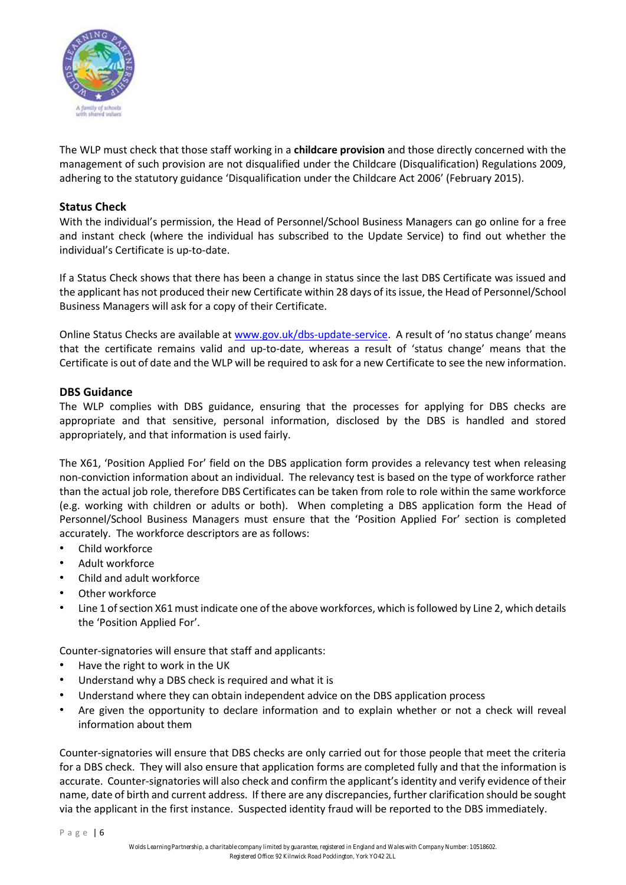The WLP must check that those staff working in a **childcare provision** and those directly concerned with the management of such provision are not disqualified under the Childcare (Disqualification) Regulations 2009, adhering to the statutory guidance 'Disqualification under the Childcare Act 2006' (February 2015).

### Status Check

With the individual's permission, the Head of Personnel/School Business Managers can go online for a free and instant check (where the individual has subscribed to the Update Service) to find out whether the individual's Certificate is up-to-date.

If a Status Check shows that there has been a change in status since the last DBS Certificate was issued and the applicant has not produced their new Certificate within 28 days of its issue, the Head of Personnel/School Business Managers will ask for a copy of their Certificate.

Online Status Checks are available at www.gov.uk/dbs-update-service. A result of 'no status change' means that the certificate remains valid and up-to-date, whereas a result of 'status change' means that the Certificate is out of date and the WLP will be required to ask for a new Certificate to see the new information.

### DBS Guidance

The WLP complies with DBS guidance, ensuring that the processes for applying for DBS checks are appropriate and that sensitive, personal information, disclosed by the DBS is handled and stored appropriately, and that information is used fairly.

The X61, 'Position Applied For' field on the DBS application form provides a relevancy test when releasing non-conviction information about an individual. The relevancy test is based on the type of workforce rather than the actual job role, therefore DBS Certificates can be taken from role to role within the same workforce (e.g. working with children or adults or both). When completing a DBS application form the Head of Personnel/School Business Managers must ensure that the 'Position Applied For' section is completed accurately. The workforce descriptors are as follows:

- Child workforce
- Adult workforce
- Child and adult workforce
- Other workforce
- Line 1 of section X61 must indicate one of the above workforces, which is followed by Line 2, which details the 'Position Applied For'.

Counter-signatories will ensure that staff and applicants:

- Have the right to work in the UK
- Understand why a DBS check is required and what it is
- Understand where they can obtain independent advice on the DBS application process
- Are given the opportunity to declare information and to explain whether or not a check will reveal information about them

Counter-signatories will ensure that DBS checks are only carried out for those people that meet the criteria for a DBS check. They will also ensure that application forms are completed fully and that the information is accurate. Counter-signatories will also check and confirm the applicant's identity and verify evidence of their name, date of birth and current address. If there are any discrepancies, further clarification should be sought via the applicant in the first instance. Suspected identity fraud will be reported to the DBS immediately.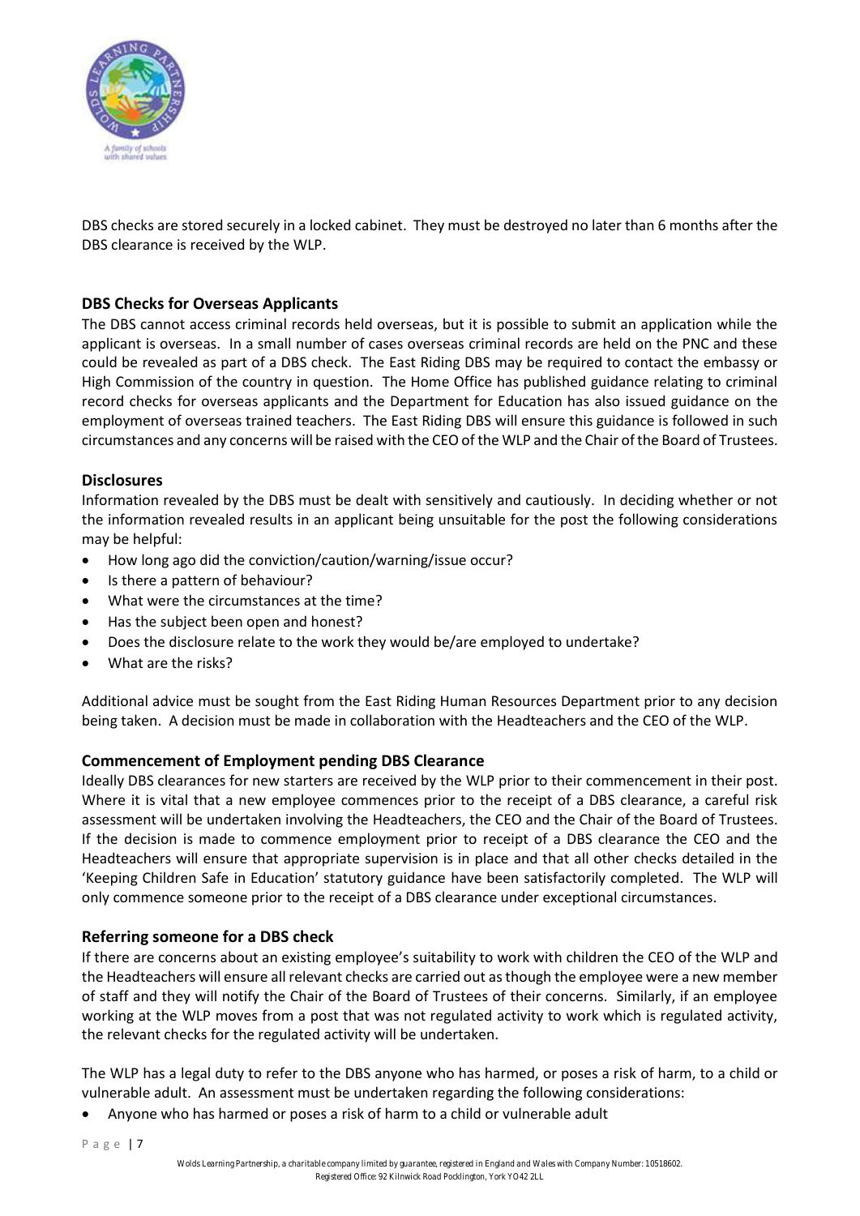DBS checks are stored securely in a locked cabinet. They must be destroyed no later than 6 months after the DBS clearance is received by the WLP.

### DBS Checks for Overseas Applicants

The DBS cannot access criminal records held overseas, but it is possible to submit an application while the applicant is overseas. In a small number of cases overseas criminal records are held on the PNC and these could be revealed as part of a DBS check. The East Riding DBS may be required to contact the embassy or High Commission of the country in question. The Home Office has published guidance relating to criminal record checks for overseas applicants and the Department for Education has also issued guidance on the employment of overseas trained teachers. The East Riding DBS will ensure this guidance is followed in such circumstances and any concerns will be raised with the CEO of the WLP and the Chair of the Board of Trustees.

### Disclosures

Information revealed by the DBS must be dealt with sensitively and cautiously. In deciding whether or not the information revealed results in an applicant being unsuitable for the post the following considerations may be helpful:

- How long ago did the conviction/caution/warning/issue occur?
- Is there a pattern of behaviour?
- What were the circumstances at the time?
- Has the subject been open and honest?
- Does the disclosure relate to the work they would be/are employed to undertake?
- What are the risks?

Additional advice must be sought from the East Riding Human Resources Department prior to any decision being taken. A decision must be made in collaboration with the Headteachers and the CEO of the WLP.

### Commencement of Employment pending DBS Clearance

Ideally DBS clearances for new starters are received by the WLP prior to their commencement in their post. Where it is vital that a new employee commences prior to the receipt of a DBS clearance, a careful risk assessment will be undertaken involving the Headteachers, the CEO and the Chair of the Board of Trustees. If the decision is made to commence employment prior to receipt of a DBS clearance the CEO and the Headteachers will ensure that appropriate supervision is in place and that all other checks detailed in the 'Keeping Children Safe in Education' statutory guidance have been satisfactorily completed. The WLP will only commence someone prior to the receipt of a DBS clearance under exceptional circumstances.

### Referring someone for a DBS check

If there are concerns about an existing employee's suitability to work with children the CEO of the WLP and the Headteachers will ensure all relevant checks are carried out as though the employee were a new member of staff and they will notify the Chair of the Board of Trustees of their concerns. Similarly, if an employee working at the WLP moves from a post that was not regulated activity to work which is regulated activity, the relevant checks for the regulated activity will be undertaken.

The WLP has a legal duty to refer to the DBS anyone who has harmed, or poses a risk of harm, to a child or vulnerable adult. An assessment must be undertaken regarding the following considerations:

- Anyone who has harmed or poses a risk of harm to a child or vulnerable adult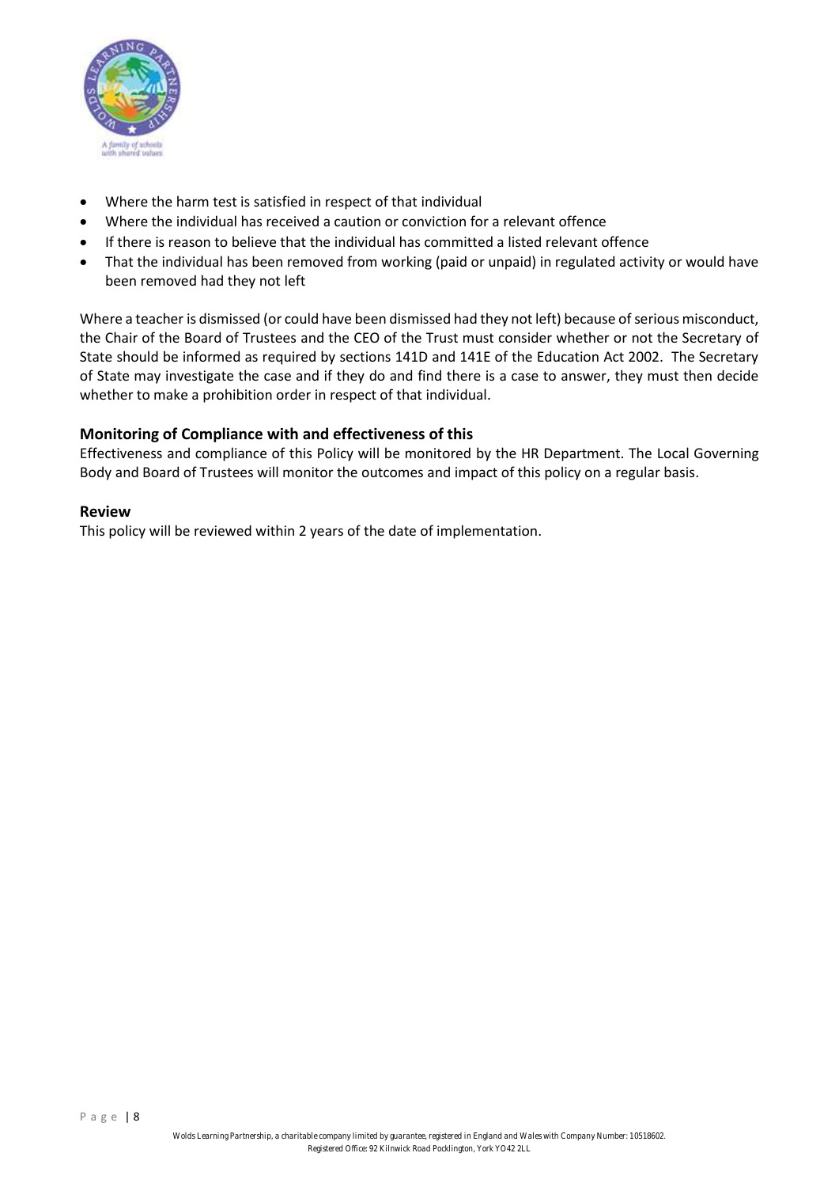- Where the harm test is satisfied in respect of that individual
- Where the individual has received a caution or conviction for a relevant offence
- If there is reason to believe that the individual has committed a listed relevant offence
- That the individual has been removed from working (paid or unpaid) in regulated activity or would have been removed had they not left

Where a teacher is dismissed (or could have been dismissed had they not left) because of serious misconduct, the Chair of the Board of Trustees and the CEO of the Trust must consider whether or not the Secretary of State should be informed as required by sections 141D and 141E of the Education Act 2002. The Secretary of State may investigate the case and if they do and find there is a case to answer, they must then decide whether to make a prohibition order in respect of that individual.

### Monitoring of Compliance with and effectiveness of this

Effectiveness and compliance of this Policy will be monitored by the HR Department. The Local Governing Body and Board of Trustees will monitor the outcomes and impact of this policy on a regular basis.

### Review

This policy will be reviewed within 2 years of the date of implementation.